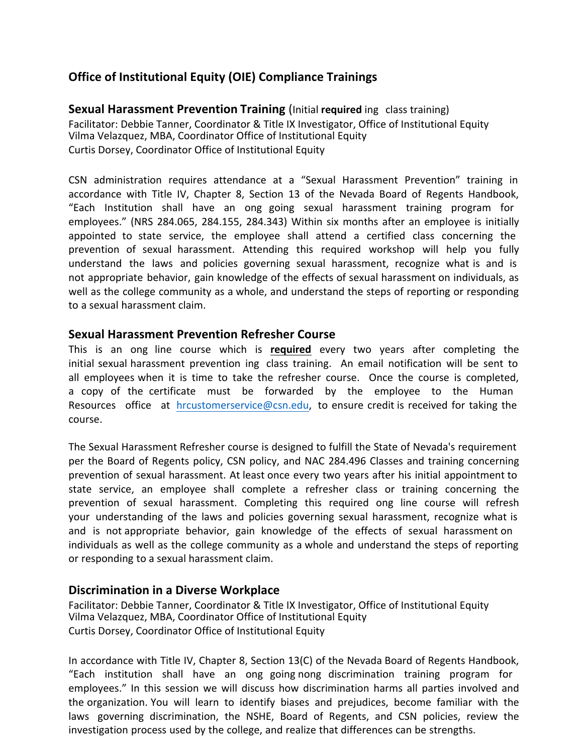## Office of Institutional Equity (OIE) Compliance Trainings

### Sexual Harassment Prevention Training (Initial **required** ing class training)

Facilitator: Debbie Tanner, Coordinator & Title IX Investigator, Office of Institutional Equity
Vilma Velazquez, MBA, Coordinator Office of Institutional Equity
Curtis Dorsey, Coordinator Office of Institutional Equity

CSN administration requires attendance at a "Sexual Harassment Prevention" training in accordance with Title IV, Chapter 8, Section 13 of the Nevada Board of Regents Handbook, "Each Institution shall have an ong going sexual harassment training program for employees." (NRS 284.065, 284.155, 284.343) Within six months after an employee is initially appointed to state service, the employee shall attend a certified class concerning the prevention of sexual harassment. Attending this required workshop will help you fully understand the laws and policies governing sexual harassment, recognize what is and is not appropriate behavior, gain knowledge of the effects of sexual harassment on individuals, as well as the college community as a whole, and understand the steps of reporting or responding to a sexual harassment claim.

### Sexual Harassment Prevention Refresher Course

This is an ong line course which is **required** every two years after completing the initial sexual harassment prevention ing class training. An email notification will be sent to all employees when it is time to take the refresher course. Once the course is completed, a copy of the certificate must be forwarded by the employee to the Human Resources office at hrcustomerservice@csn.edu, to ensure credit is received for taking the course.

The Sexual Harassment Refresher course is designed to fulfill the State of Nevada's requirement per the Board of Regents policy, CSN policy, and NAC 284.496 Classes and training concerning prevention of sexual harassment. At least once every two years after his initial appointment to state service, an employee shall complete a refresher class or training concerning the prevention of sexual harassment. Completing this required ong line course will refresh your understanding of the laws and policies governing sexual harassment, recognize what is and is not appropriate behavior, gain knowledge of the effects of sexual harassment on individuals as well as the college community as a whole and understand the steps of reporting or responding to a sexual harassment claim.

### Discrimination in a Diverse Workplace

Facilitator: Debbie Tanner, Coordinator & Title IX Investigator, Office of Institutional Equity
Vilma Velazquez, MBA, Coordinator Office of Institutional Equity
Curtis Dorsey, Coordinator Office of Institutional Equity

In accordance with Title IV, Chapter 8, Section 13(C) of the Nevada Board of Regents Handbook, "Each institution shall have an ong going nong discrimination training program for employees." In this session we will discuss how discrimination harms all parties involved and the organization. You will learn to identify biases and prejudices, become familiar with the laws governing discrimination, the NSHE, Board of Regents, and CSN policies, review the investigation process used by the college, and realize that differences can be strengths.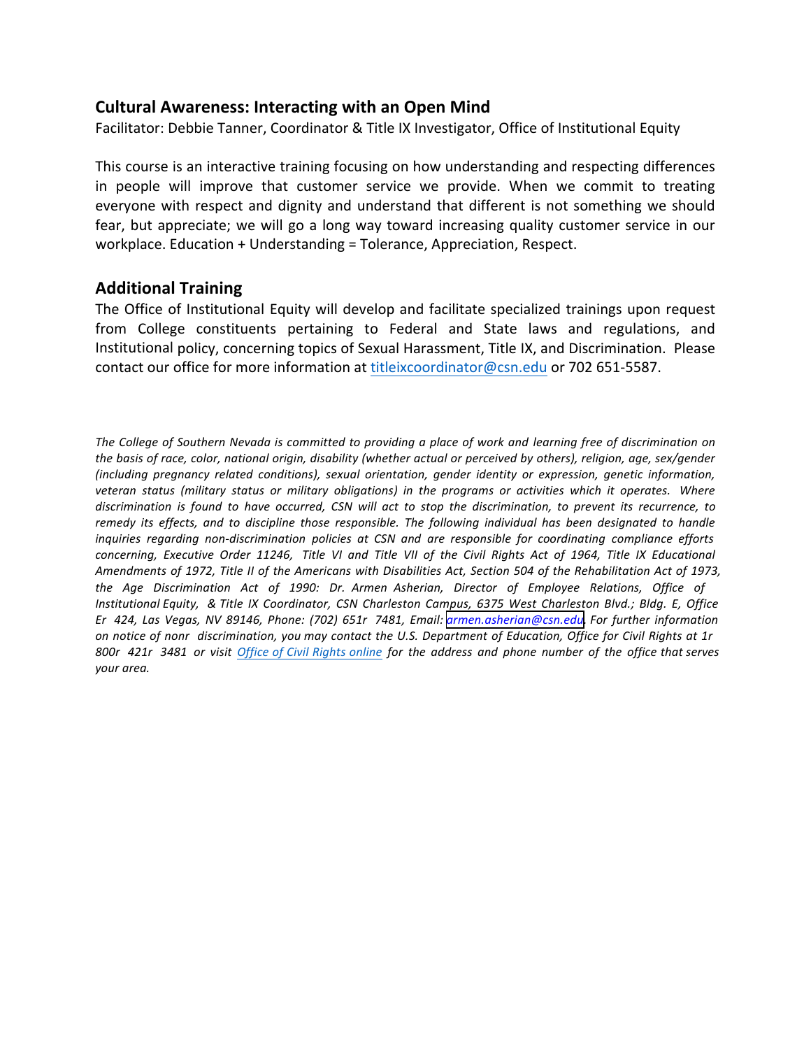## Cultural Awareness: Interacting with an Open Mind

Facilitator: Debbie Tanner, Coordinator & Title IX Investigator, Office of Institutional Equity

This course is an interactive training focusing on how understanding and respecting differences in people will improve that customer service we provide. When we commit to treating everyone with respect and dignity and understand that different is not something we should fear, but appreciate; we will go a long way toward increasing quality customer service in our workplace. Education + Understanding = Tolerance, Appreciation, Respect.

## Additional Training

The Office of Institutional Equity will develop and facilitate specialized trainings upon request from College constituents pertaining to Federal and State laws and regulations, and Institutional policy, concerning topics of Sexual Harassment, Title IX, and Discrimination. Please contact our office for more information at titleixcoordinator@csn.edu or 702 651-5587.

*The College of Southern Nevada is committed to providing a place of work and learning free of discrimination on the basis of race, color, national origin, disability (whether actual or perceived by others), religion, age, sex/gender (including pregnancy related conditions), sexual orientation, gender identity or expression, genetic information, veteran status (military status or military obligations) in the programs or activities which it operates. Where discrimination is found to have occurred, CSN will act to stop the discrimination, to prevent its recurrence, to remedy its effects, and to discipline those responsible. The following individual has been designated to handle inquiries regarding non-discrimination policies at CSN and are responsible for coordinating compliance efforts concerning, Executive Order 11246, Title VI and Title VII of the Civil Rights Act of 1964, Title IX Educational Amendments of 1972, Title II of the Americans with Disabilities Act, Section 504 of the Rehabilitation Act of 1973, the Age Discrimination Act of 1990: Dr. Armen Asherian, Director of Employee Relations, Office of Institutional Equity, & Title IX Coordinator, CSN Charleston Campus, 6375 West Charleston Blvd.; Bldg. E, Office Er 424, Las Vegas, NV 89146, Phone: (702) 651r 7481, Email: armen.asherian@csn.edu. For further information on notice of nonr discrimination, you may contact the U.S. Department of Education, Office for Civil Rights at 1r 800r 421r 3481 or visit Office of Civil Rights online for the address and phone number of the office that serves your area.*